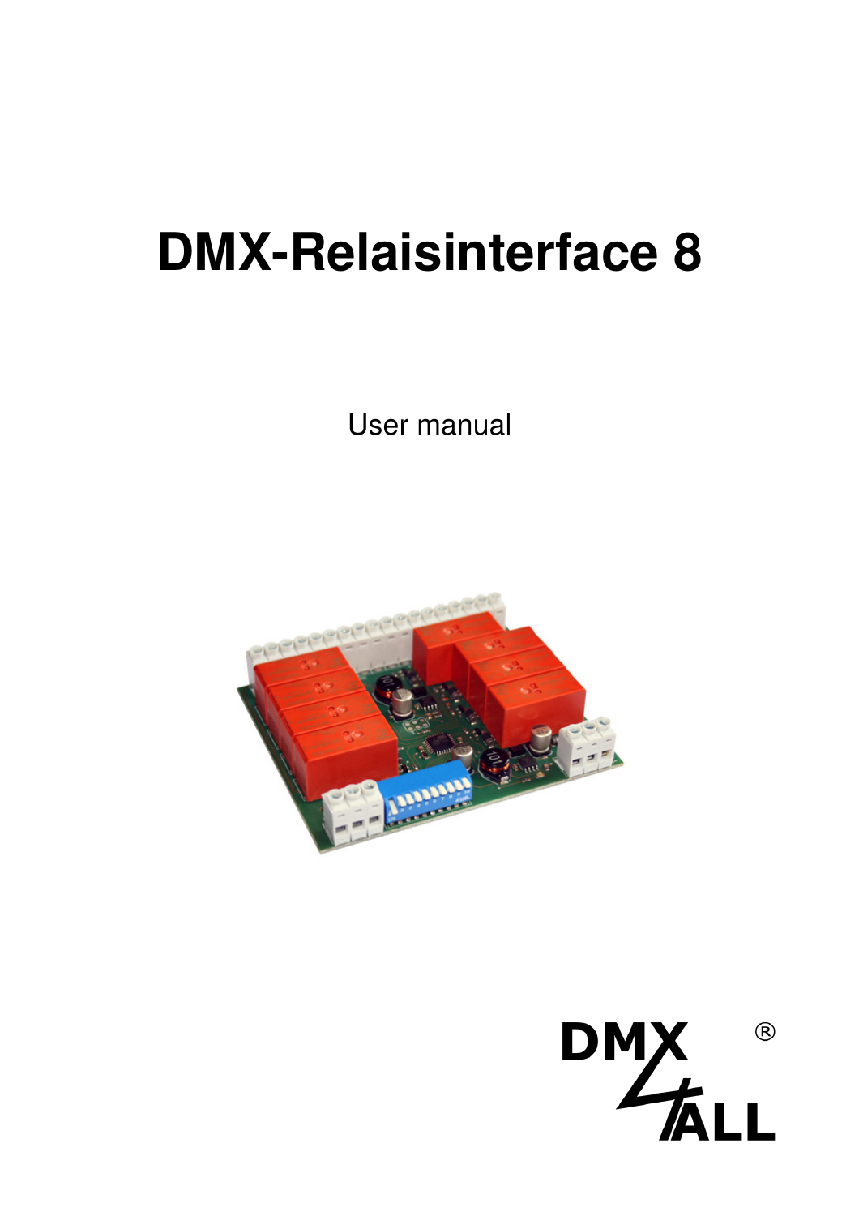# DMX-Relaisinterface 8

User manual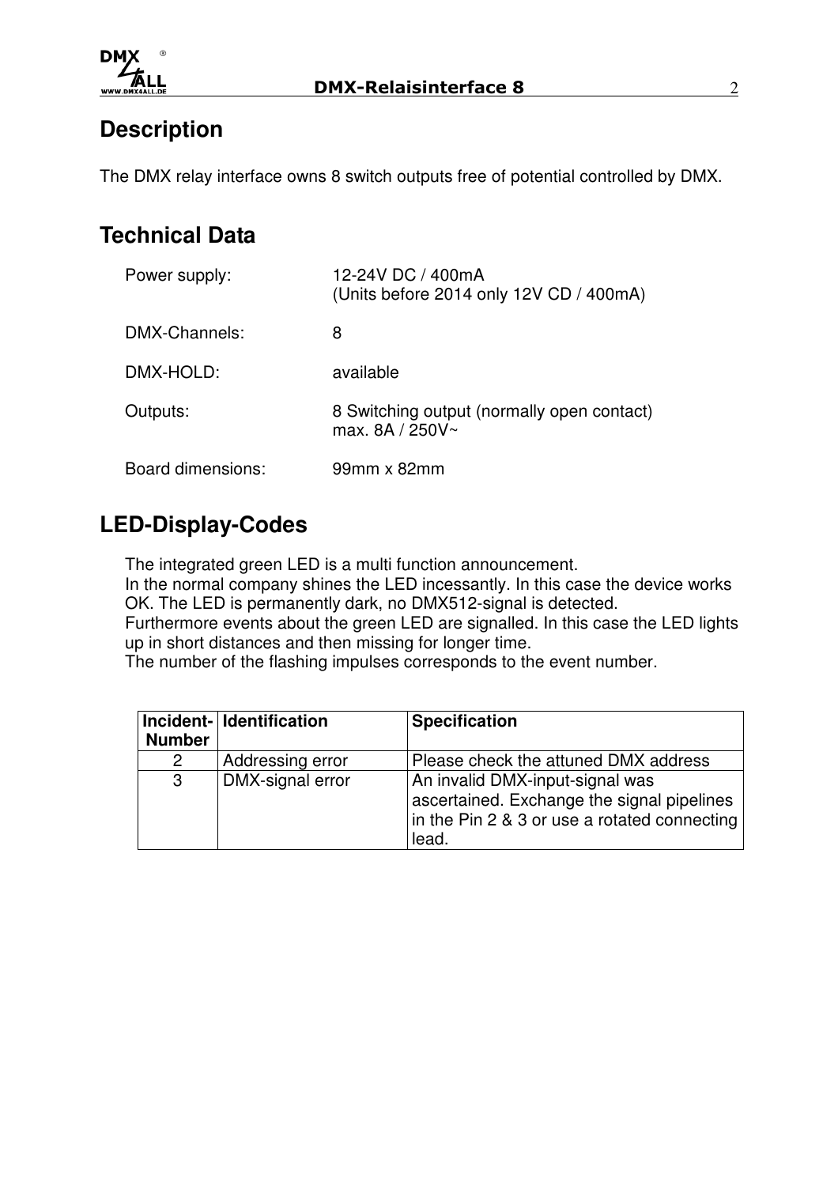## Description

The DMX relay interface owns 8 switch outputs free of potential controlled by DMX.

## Technical Data

| | |
|---|---|
| Power supply: | 12-24V DC / 400mA<br>(Units before 2014 only 12V CD / 400mA) |
| DMX-Channels: | 8 |
| DMX-HOLD: | available |
| Outputs: | 8 Switching output (normally open contact)<br>max. 8A / 250V~ |
| Board dimensions: | 99mm x 82mm |

## LED-Display-Codes

The integrated green LED is a multi function announcement.
In the normal company shines the LED incessantly. In this case the device works OK. The LED is permanently dark, no DMX512-signal is detected.
Furthermore events about the green LED are signalled. In this case the LED lights up in short distances and then missing for longer time.
The number of the flashing impulses corresponds to the event number.

| Incident-Number | Identification | Specification |
|---|---|---|
| 2 | Addressing error | Please check the attuned DMX address |
| 3 | DMX-signal error | An invalid DMX-input-signal was ascertained. Exchange the signal pipelines in the Pin 2 & 3 or use a rotated connecting lead. |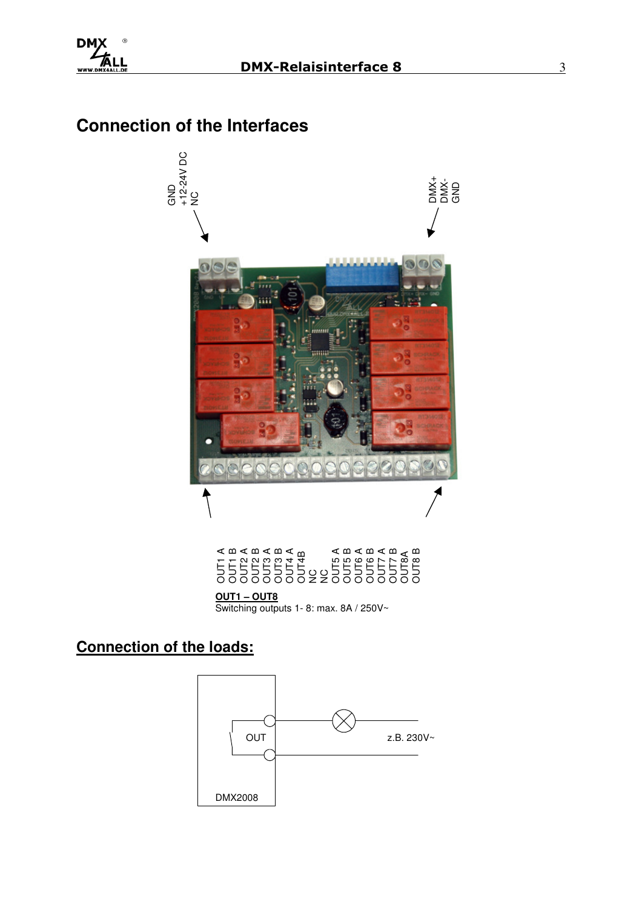## Connection of the Interfaces

GND
+12-24V DC
NC

DMX+
DMX-
GND

OUT1 A
OUT1 B
OUT2 A
OUT2 B
OUT3 A
OUT3 B
OUT4 A
OUT4B
NC
NC
OUT5 A
OUT5 B
OUT6 A
OUT6 B
OUT7 A
OUT7 B
OUT8A
OUT8 B

**OUT1 – OUT8**
Switching outputs 1- 8: max. 8A / 250V~

## Connection of the loads:

OUT

z.B. 230V~

DMX2008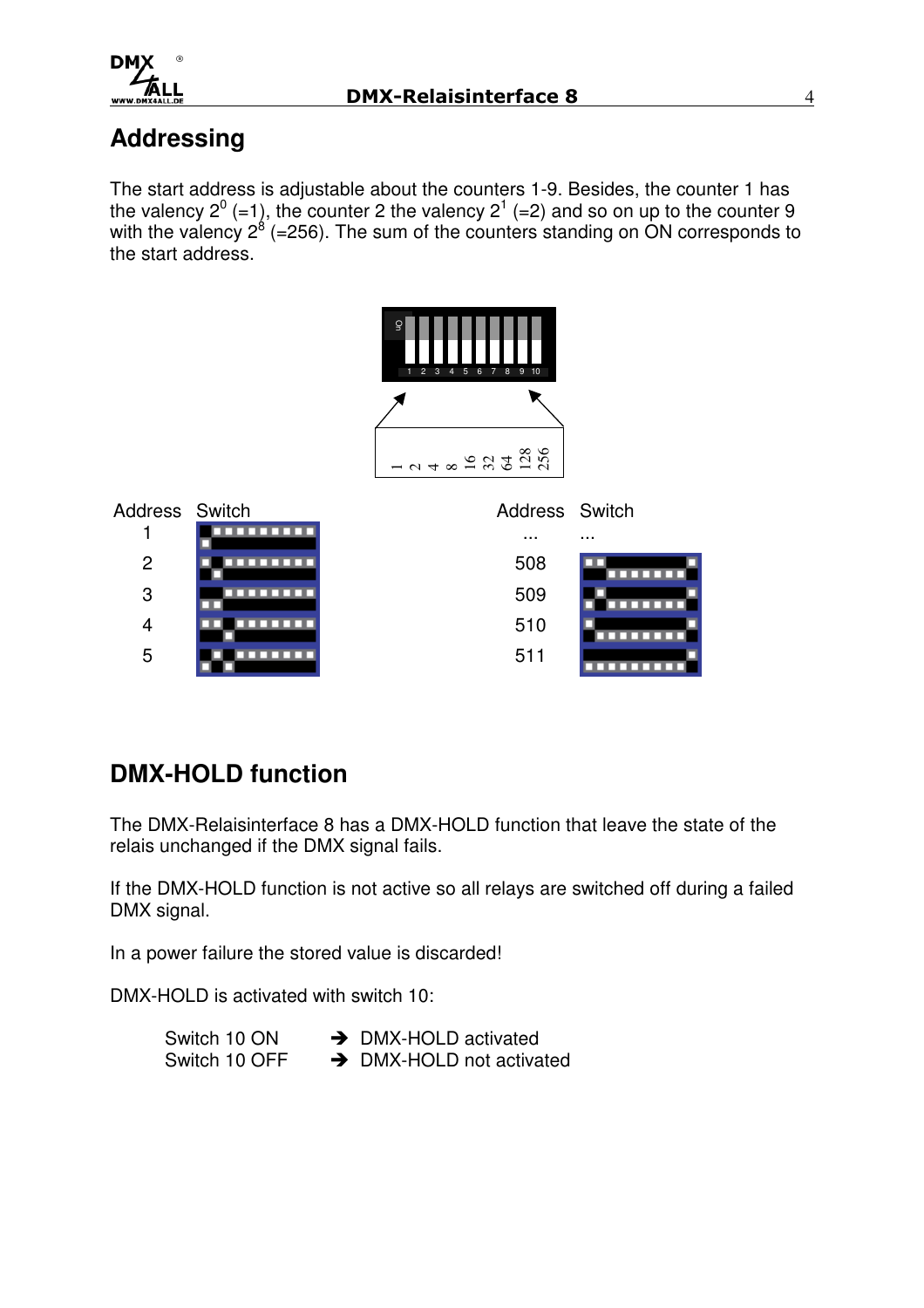# Addressing

The start address is adjustable about the counters 1-9. Besides, the counter 1 has the valency $2^0$ (=1), the counter 2 the valency $2^1$ (=2) and so on up to the counter 9 with the valency $2^8$ (=256). The sum of the counters standing on ON corresponds to the start address.

| Address | Switch | Address | Switch |
|---|---|---|---|
| 1 | | ... | ... |
| 2 | | 508 | |
| 3 | | 509 | |
| 4 | | 510 | |
| 5 | | 511 | |

# DMX-HOLD function

The DMX-Relaisinterface 8 has a DMX-HOLD function that leave the state of the relais unchanged if the DMX signal fails.

If the DMX-HOLD function is not active so all relays are switched off during a failed DMX signal.

In a power failure the stored value is discarded!

DMX-HOLD is activated with switch 10:

Switch 10 ON → DMX-HOLD activated
Switch 10 OFF → DMX-HOLD not activated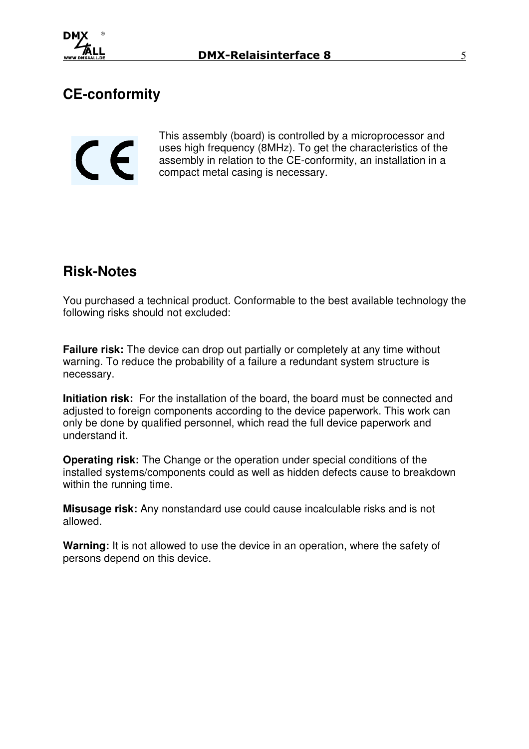## CE-conformity

This assembly (board) is controlled by a microprocessor and uses high frequency (8MHz). To get the characteristics of the assembly in relation to the CE-conformity, an installation in a compact metal casing is necessary.

## Risk-Notes

You purchased a technical product. Conformable to the best available technology the following risks should not excluded:

**Failure risk:** The device can drop out partially or completely at any time without warning. To reduce the probability of a failure a redundant system structure is necessary.

**Initiation risk:** For the installation of the board, the board must be connected and adjusted to foreign components according to the device paperwork. This work can only be done by qualified personnel, which read the full device paperwork and understand it.

**Operating risk:** The Change or the operation under special conditions of the installed systems/components could as well as hidden defects cause to breakdown within the running time.

**Misusage risk:** Any nonstandard use could cause incalculable risks and is not allowed.

**Warning:** It is not allowed to use the device in an operation, where the safety of persons depend on this device.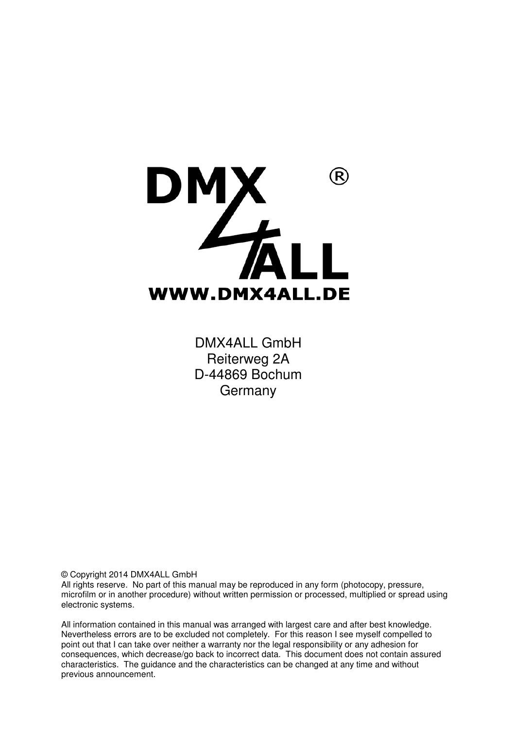DMX4ALL GmbH
Reiterweg 2A
D-44869 Bochum
Germany

© Copyright 2014 DMX4ALL GmbH
All rights reserve. No part of this manual may be reproduced in any form (photocopy, pressure, microfilm or in another procedure) without written permission or processed, multiplied or spread using electronic systems.

All information contained in this manual was arranged with largest care and after best knowledge. Nevertheless errors are to be excluded not completely. For this reason I see myself compelled to point out that I can take over neither a warranty nor the legal responsibility or any adhesion for consequences, which decrease/go back to incorrect data. This document does not contain assured characteristics. The guidance and the characteristics can be changed at any time and without previous announcement.